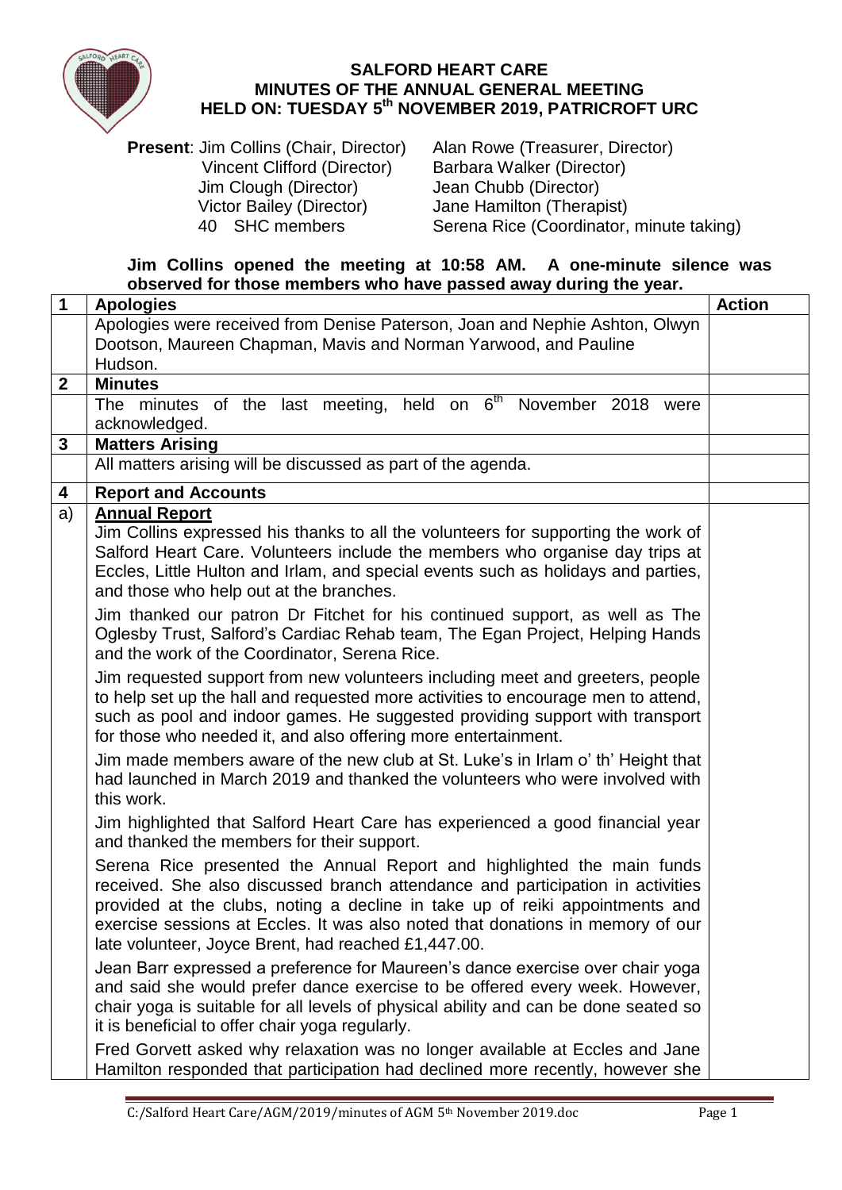# SALFORD HEART CARE
## MINUTES OF THE ANNUAL GENERAL MEETING
## HELD ON: TUESDAY 5th NOVEMBER 2019, PATRICROFT URC

**Present**: Jim Collins (Chair, Director) — Alan Rowe (Treasurer, Director)
Vincent Clifford (Director) — Barbara Walker (Director)
Jim Clough (Director) — Jean Chubb (Director)
Victor Bailey (Director) — Jane Hamilton (Therapist)
40 SHC members — Serena Rice (Coordinator, minute taking)

**Jim Collins opened the meeting at 10:58 AM. A one-minute silence was observed for those members who have passed away during the year.**

| | | Action |
|---|---|---|
| **1** | **Apologies** | |
| | Apologies were received from Denise Paterson, Joan and Nephie Ashton, Olwyn Dootson, Maureen Chapman, Mavis and Norman Yarwood, and Pauline Hudson. | |
| **2** | **Minutes** | |
| | The minutes of the last meeting, held on 6th November 2018 were acknowledged. | |
| **3** | **Matters Arising** | |
| | All matters arising will be discussed as part of the agenda. | |
| **4** | **Report and Accounts** | |
| a) | **Annual Report**<br>Jim Collins expressed his thanks to all the volunteers for supporting the work of Salford Heart Care. Volunteers include the members who organise day trips at Eccles, Little Hulton and Irlam, and special events such as holidays and parties, and those who help out at the branches.<br><br>Jim thanked our patron Dr Fitchet for his continued support, as well as The Oglesby Trust, Salford's Cardiac Rehab team, The Egan Project, Helping Hands and the work of the Coordinator, Serena Rice.<br><br>Jim requested support from new volunteers including meet and greeters, people to help set up the hall and requested more activities to encourage men to attend, such as pool and indoor games. He suggested providing support with transport for those who needed it, and also offering more entertainment.<br><br>Jim made members aware of the new club at St. Luke's in Irlam o' th' Height that had launched in March 2019 and thanked the volunteers who were involved with this work.<br><br>Jim highlighted that Salford Heart Care has experienced a good financial year and thanked the members for their support.<br><br>Serena Rice presented the Annual Report and highlighted the main funds received. She also discussed branch attendance and participation in activities provided at the clubs, noting a decline in take up of reiki appointments and exercise sessions at Eccles. It was also noted that donations in memory of our late volunteer, Joyce Brent, had reached £1,447.00.<br><br>Jean Barr expressed a preference for Maureen's dance exercise over chair yoga and said she would prefer dance exercise to be offered every week. However, chair yoga is suitable for all levels of physical ability and can be done seated so it is beneficial to offer chair yoga regularly.<br><br>Fred Gorvett asked why relaxation was no longer available at Eccles and Jane Hamilton responded that participation had declined more recently, however she | |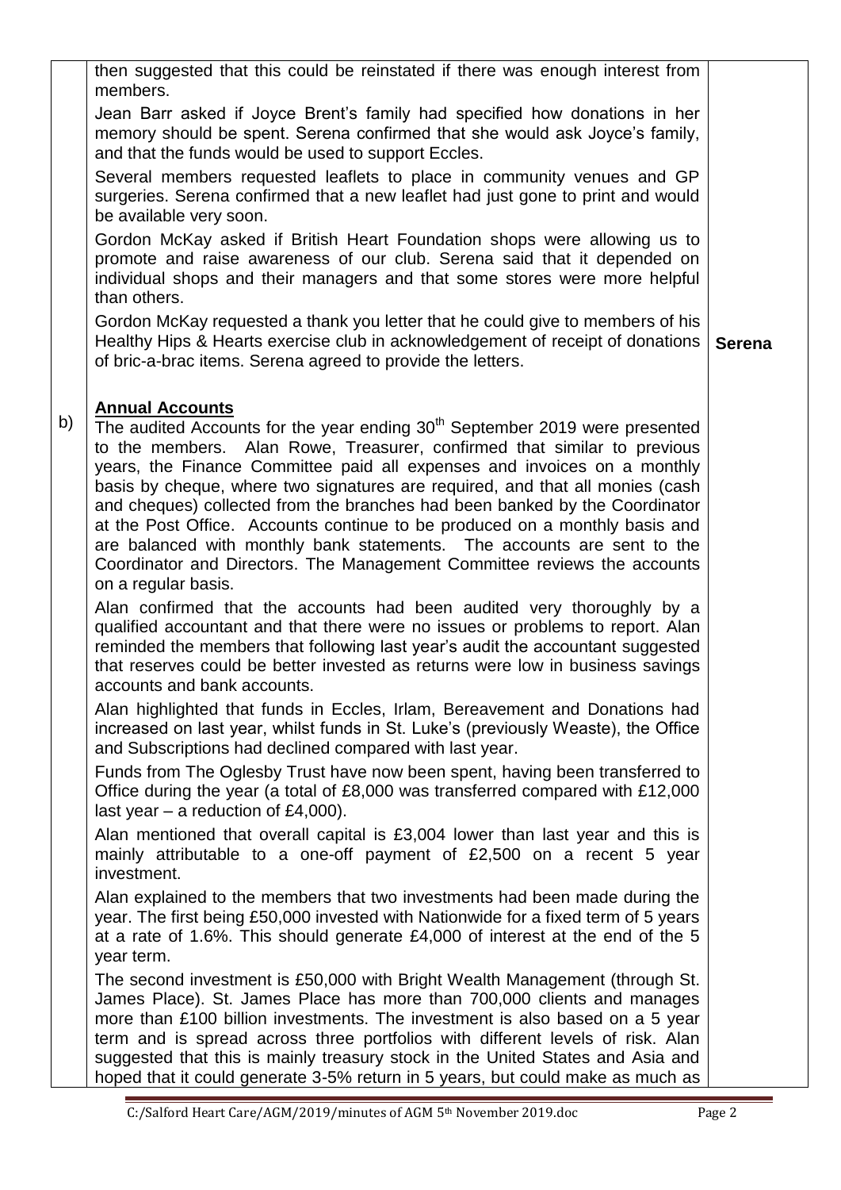then suggested that this could be reinstated if there was enough interest from members.

Jean Barr asked if Joyce Brent's family had specified how donations in her memory should be spent. Serena confirmed that she would ask Joyce's family, and that the funds would be used to support Eccles.

Several members requested leaflets to place in community venues and GP surgeries. Serena confirmed that a new leaflet had just gone to print and would be available very soon.

Gordon McKay asked if British Heart Foundation shops were allowing us to promote and raise awareness of our club. Serena said that it depended on individual shops and their managers and that some stores were more helpful than others.

Gordon McKay requested a thank you letter that he could give to members of his Healthy Hips & Hearts exercise club in acknowledgement of receipt of donations of bric-a-brac items. Serena agreed to provide the letters. **Serena**

b) **Annual Accounts**

The audited Accounts for the year ending 30th September 2019 were presented to the members. Alan Rowe, Treasurer, confirmed that similar to previous years, the Finance Committee paid all expenses and invoices on a monthly basis by cheque, where two signatures are required, and that all monies (cash and cheques) collected from the branches had been banked by the Coordinator at the Post Office. Accounts continue to be produced on a monthly basis and are balanced with monthly bank statements. The accounts are sent to the Coordinator and Directors. The Management Committee reviews the accounts on a regular basis.

Alan confirmed that the accounts had been audited very thoroughly by a qualified accountant and that there were no issues or problems to report. Alan reminded the members that following last year's audit the accountant suggested that reserves could be better invested as returns were low in business savings accounts and bank accounts.

Alan highlighted that funds in Eccles, Irlam, Bereavement and Donations had increased on last year, whilst funds in St. Luke's (previously Weaste), the Office and Subscriptions had declined compared with last year.

Funds from The Oglesby Trust have now been spent, having been transferred to Office during the year (a total of £8,000 was transferred compared with £12,000 last year – a reduction of £4,000).

Alan mentioned that overall capital is £3,004 lower than last year and this is mainly attributable to a one-off payment of £2,500 on a recent 5 year investment.

Alan explained to the members that two investments had been made during the year. The first being £50,000 invested with Nationwide for a fixed term of 5 years at a rate of 1.6%. This should generate £4,000 of interest at the end of the 5 year term.

The second investment is £50,000 with Bright Wealth Management (through St. James Place). St. James Place has more than 700,000 clients and manages more than £100 billion investments. The investment is also based on a 5 year term and is spread across three portfolios with different levels of risk. Alan suggested that this is mainly treasury stock in the United States and Asia and hoped that it could generate 3-5% return in 5 years, but could make as much as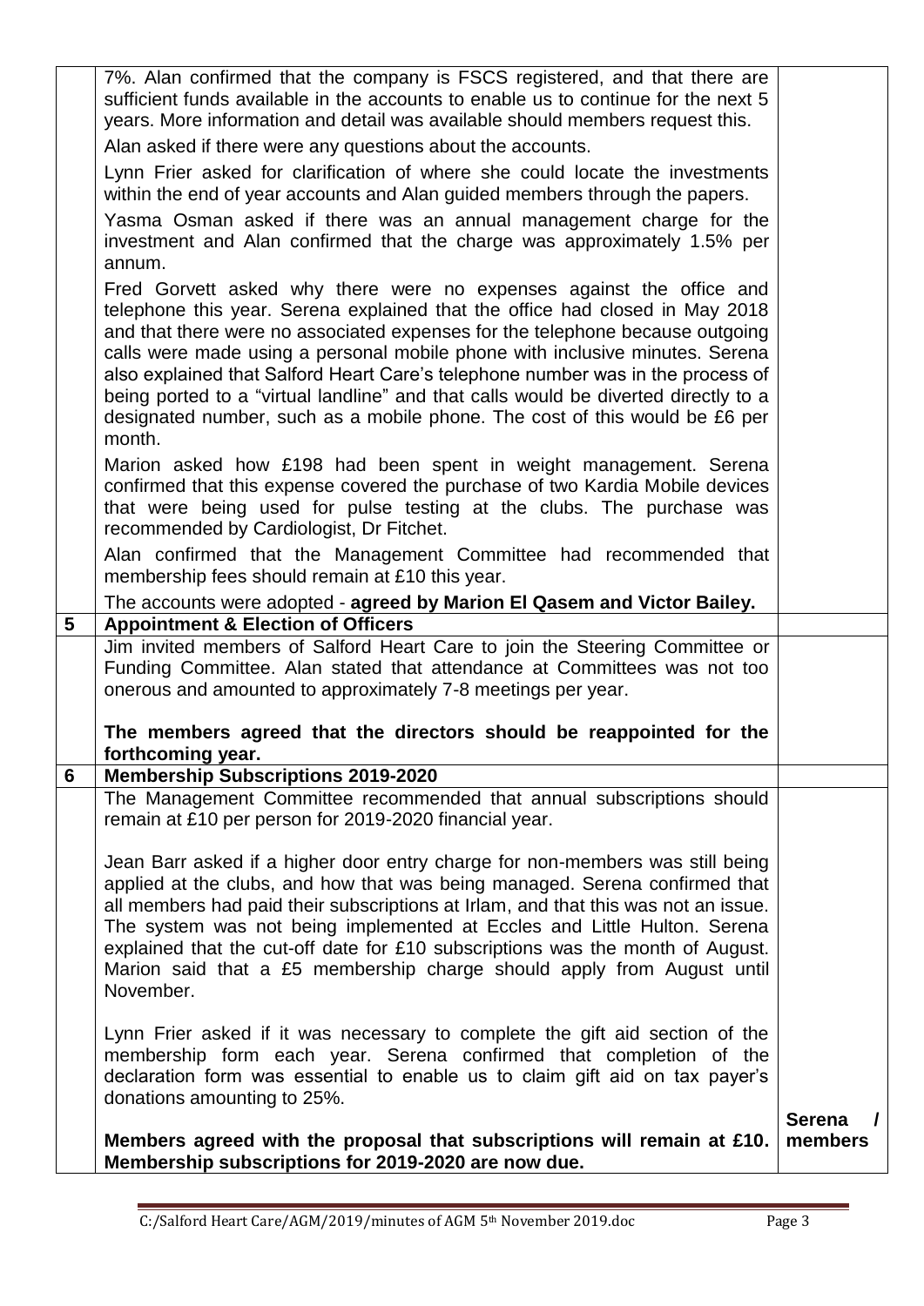| | | |
|---|---|---|
| | 7%. Alan confirmed that the company is FSCS registered, and that there are sufficient funds available in the accounts to enable us to continue for the next 5 years. More information and detail was available should members request this.<br><br>Alan asked if there were any questions about the accounts.<br><br>Lynn Frier asked for clarification of where she could locate the investments within the end of year accounts and Alan guided members through the papers.<br><br>Yasma Osman asked if there was an annual management charge for the investment and Alan confirmed that the charge was approximately 1.5% per annum.<br><br>Fred Gorvett asked why there were no expenses against the office and telephone this year. Serena explained that the office had closed in May 2018 and that there were no associated expenses for the telephone because outgoing calls were made using a personal mobile phone with inclusive minutes. Serena also explained that Salford Heart Care's telephone number was in the process of being ported to a "virtual landline" and that calls would be diverted directly to a designated number, such as a mobile phone. The cost of this would be £6 per month.<br><br>Marion asked how £198 had been spent in weight management. Serena confirmed that this expense covered the purchase of two Kardia Mobile devices that were being used for pulse testing at the clubs. The purchase was recommended by Cardiologist, Dr Fitchet.<br><br>Alan confirmed that the Management Committee had recommended that membership fees should remain at £10 this year.<br><br>The accounts were adopted - **agreed by Marion El Qasem and Victor Bailey.** | |
| **5** | **Appointment & Election of Officers** | |
| | Jim invited members of Salford Heart Care to join the Steering Committee or Funding Committee. Alan stated that attendance at Committees was not too onerous and amounted to approximately 7-8 meetings per year.<br><br>**The members agreed that the directors should be reappointed for the forthcoming year.** | |
| **6** | **Membership Subscriptions 2019-2020** | |
| | The Management Committee recommended that annual subscriptions should remain at £10 per person for 2019-2020 financial year.<br><br>Jean Barr asked if a higher door entry charge for non-members was still being applied at the clubs, and how that was being managed. Serena confirmed that all members had paid their subscriptions at Irlam, and that this was not an issue. The system was not being implemented at Eccles and Little Hulton. Serena explained that the cut-off date for £10 subscriptions was the month of August. Marion said that a £5 membership charge should apply from August until November.<br><br>Lynn Frier asked if it was necessary to complete the gift aid section of the membership form each year. Serena confirmed that completion of the declaration form was essential to enable us to claim gift aid on tax payer's donations amounting to 25%.<br><br>**Members agreed with the proposal that subscriptions will remain at £10. Membership subscriptions for 2019-2020 are now due.** | **Serena / members** |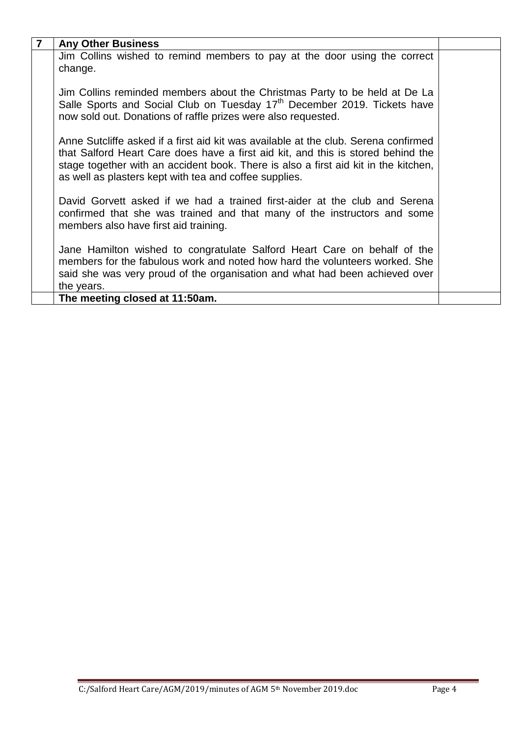| | | |
|---|---|---|
| **7** | **Any Other Business** | |
| | Jim Collins wished to remind members to pay at the door using the correct change.<br><br>Jim Collins reminded members about the Christmas Party to be held at De La Salle Sports and Social Club on Tuesday 17th December 2019. Tickets have now sold out. Donations of raffle prizes were also requested.<br><br>Anne Sutcliffe asked if a first aid kit was available at the club. Serena confirmed that Salford Heart Care does have a first aid kit, and this is stored behind the stage together with an accident book. There is also a first aid kit in the kitchen, as well as plasters kept with tea and coffee supplies.<br><br>David Gorvett asked if we had a trained first-aider at the club and Serena confirmed that she was trained and that many of the instructors and some members also have first aid training.<br><br>Jane Hamilton wished to congratulate Salford Heart Care on behalf of the members for the fabulous work and noted how hard the volunteers worked. She said she was very proud of the organisation and what had been achieved over the years. | |
| | **The meeting closed at 11:50am.** | |